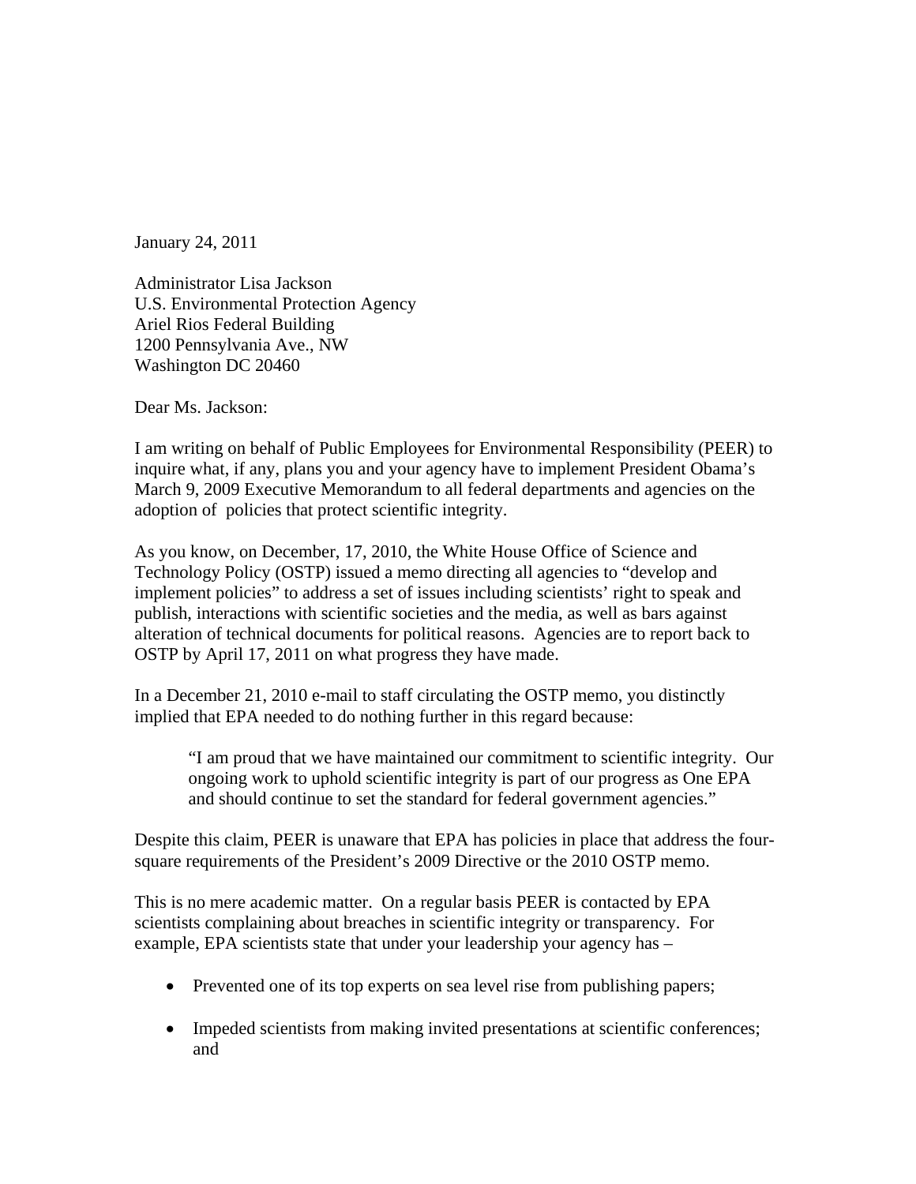January 24, 2011

Administrator Lisa Jackson  
U.S. Environmental Protection Agency  
Ariel Rios Federal Building  
1200 Pennsylvania Ave., NW  
Washington DC 20460

Dear Ms. Jackson:

I am writing on behalf of Public Employees for Environmental Responsibility (PEER) to inquire what, if any, plans you and your agency have to implement President Obama's March 9, 2009 Executive Memorandum to all federal departments and agencies on the adoption of policies that protect scientific integrity.

As you know, on December, 17, 2010, the White House Office of Science and Technology Policy (OSTP) issued a memo directing all agencies to "develop and implement policies" to address a set of issues including scientists' right to speak and publish, interactions with scientific societies and the media, as well as bars against alteration of technical documents for political reasons. Agencies are to report back to OSTP by April 17, 2011 on what progress they have made.

In a December 21, 2010 e-mail to staff circulating the OSTP memo, you distinctly implied that EPA needed to do nothing further in this regard because:

> "I am proud that we have maintained our commitment to scientific integrity. Our ongoing work to uphold scientific integrity is part of our progress as One EPA and should continue to set the standard for federal government agencies."

Despite this claim, PEER is unaware that EPA has policies in place that address the four-square requirements of the President's 2009 Directive or the 2010 OSTP memo.

This is no mere academic matter. On a regular basis PEER is contacted by EPA scientists complaining about breaches in scientific integrity or transparency. For example, EPA scientists state that under your leadership your agency has –

- Prevented one of its top experts on sea level rise from publishing papers;

- Impeded scientists from making invited presentations at scientific conferences; and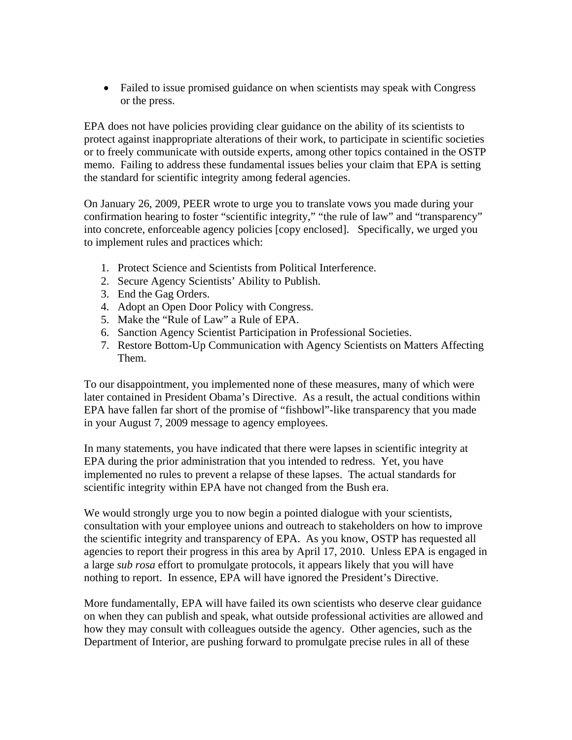- Failed to issue promised guidance on when scientists may speak with Congress or the press.

EPA does not have policies providing clear guidance on the ability of its scientists to protect against inappropriate alterations of their work, to participate in scientific societies or to freely communicate with outside experts, among other topics contained in the OSTP memo. Failing to address these fundamental issues belies your claim that EPA is setting the standard for scientific integrity among federal agencies.

On January 26, 2009, PEER wrote to urge you to translate vows you made during your confirmation hearing to foster "scientific integrity," "the rule of law" and "transparency" into concrete, enforceable agency policies [copy enclosed]. Specifically, we urged you to implement rules and practices which:

1. Protect Science and Scientists from Political Interference.
2. Secure Agency Scientists' Ability to Publish.
3. End the Gag Orders.
4. Adopt an Open Door Policy with Congress.
5. Make the "Rule of Law" a Rule of EPA.
6. Sanction Agency Scientist Participation in Professional Societies.
7. Restore Bottom-Up Communication with Agency Scientists on Matters Affecting Them.

To our disappointment, you implemented none of these measures, many of which were later contained in President Obama's Directive. As a result, the actual conditions within EPA have fallen far short of the promise of "fishbowl"-like transparency that you made in your August 7, 2009 message to agency employees.

In many statements, you have indicated that there were lapses in scientific integrity at EPA during the prior administration that you intended to redress. Yet, you have implemented no rules to prevent a relapse of these lapses. The actual standards for scientific integrity within EPA have not changed from the Bush era.

We would strongly urge you to now begin a pointed dialogue with your scientists, consultation with your employee unions and outreach to stakeholders on how to improve the scientific integrity and transparency of EPA. As you know, OSTP has requested all agencies to report their progress in this area by April 17, 2010. Unless EPA is engaged in a large *sub rosa* effort to promulgate protocols, it appears likely that you will have nothing to report. In essence, EPA will have ignored the President's Directive.

More fundamentally, EPA will have failed its own scientists who deserve clear guidance on when they can publish and speak, what outside professional activities are allowed and how they may consult with colleagues outside the agency. Other agencies, such as the Department of Interior, are pushing forward to promulgate precise rules in all of these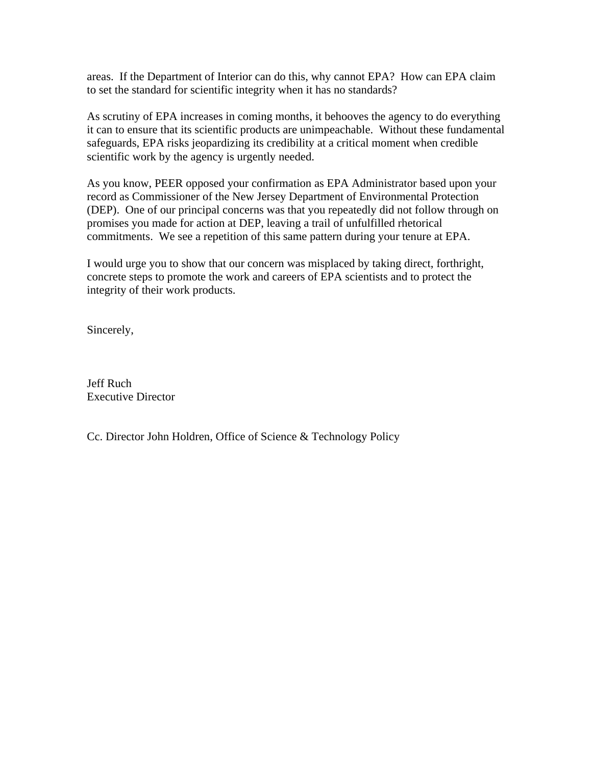areas. If the Department of Interior can do this, why cannot EPA? How can EPA claim to set the standard for scientific integrity when it has no standards?

As scrutiny of EPA increases in coming months, it behooves the agency to do everything it can to ensure that its scientific products are unimpeachable. Without these fundamental safeguards, EPA risks jeopardizing its credibility at a critical moment when credible scientific work by the agency is urgently needed.

As you know, PEER opposed your confirmation as EPA Administrator based upon your record as Commissioner of the New Jersey Department of Environmental Protection (DEP). One of our principal concerns was that you repeatedly did not follow through on promises you made for action at DEP, leaving a trail of unfulfilled rhetorical commitments. We see a repetition of this same pattern during your tenure at EPA.

I would urge you to show that our concern was misplaced by taking direct, forthright, concrete steps to promote the work and careers of EPA scientists and to protect the integrity of their work products.

Sincerely,

Jeff Ruch
Executive Director

Cc. Director John Holdren, Office of Science & Technology Policy